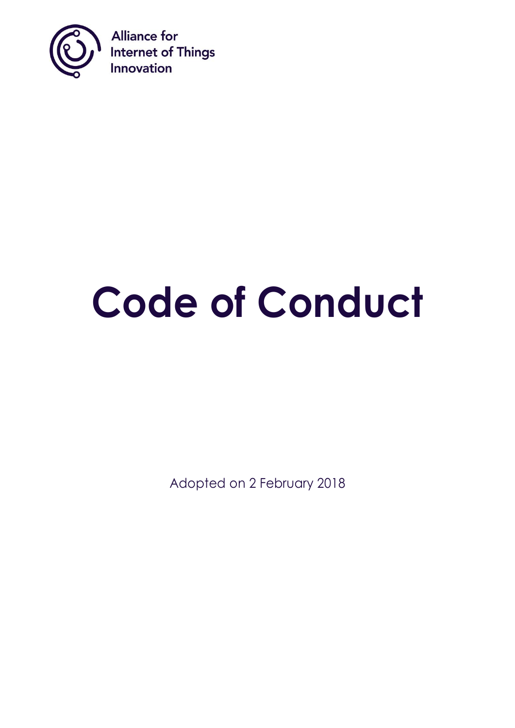Alliance for
Internet of Things
Innovation

# Code of Conduct

Adopted on 2 February 2018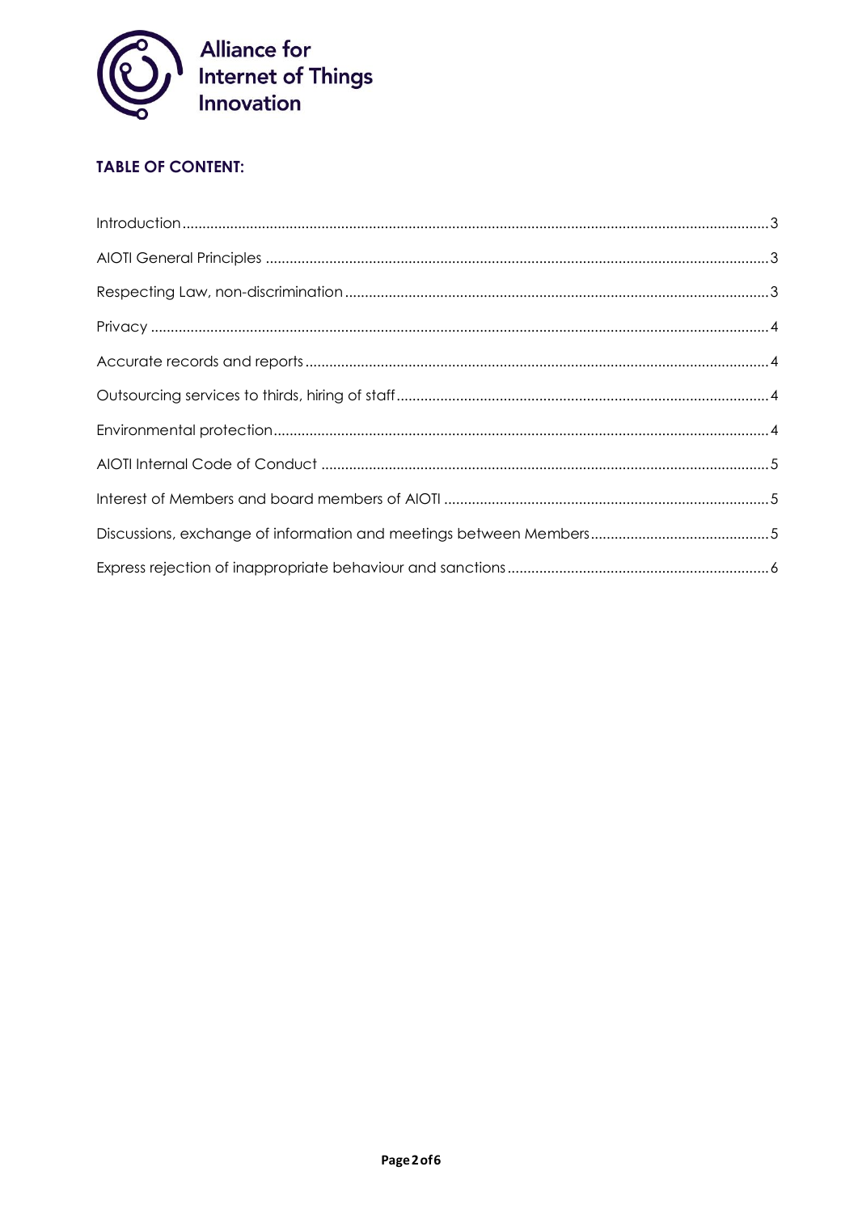## TABLE OF CONTENT:

Introduction ... 3

AIOTI General Principles ... 3

Respecting Law, non-discrimination ... 3

Privacy ... 4

Accurate records and reports ... 4

Outsourcing services to thirds, hiring of staff ... 4

Environmental protection ... 4

AIOTI Internal Code of Conduct ... 5

Interest of Members and board members of AIOTI ... 5

Discussions, exchange of information and meetings between Members ... 5

Express rejection of inappropriate behaviour and sanctions ... 6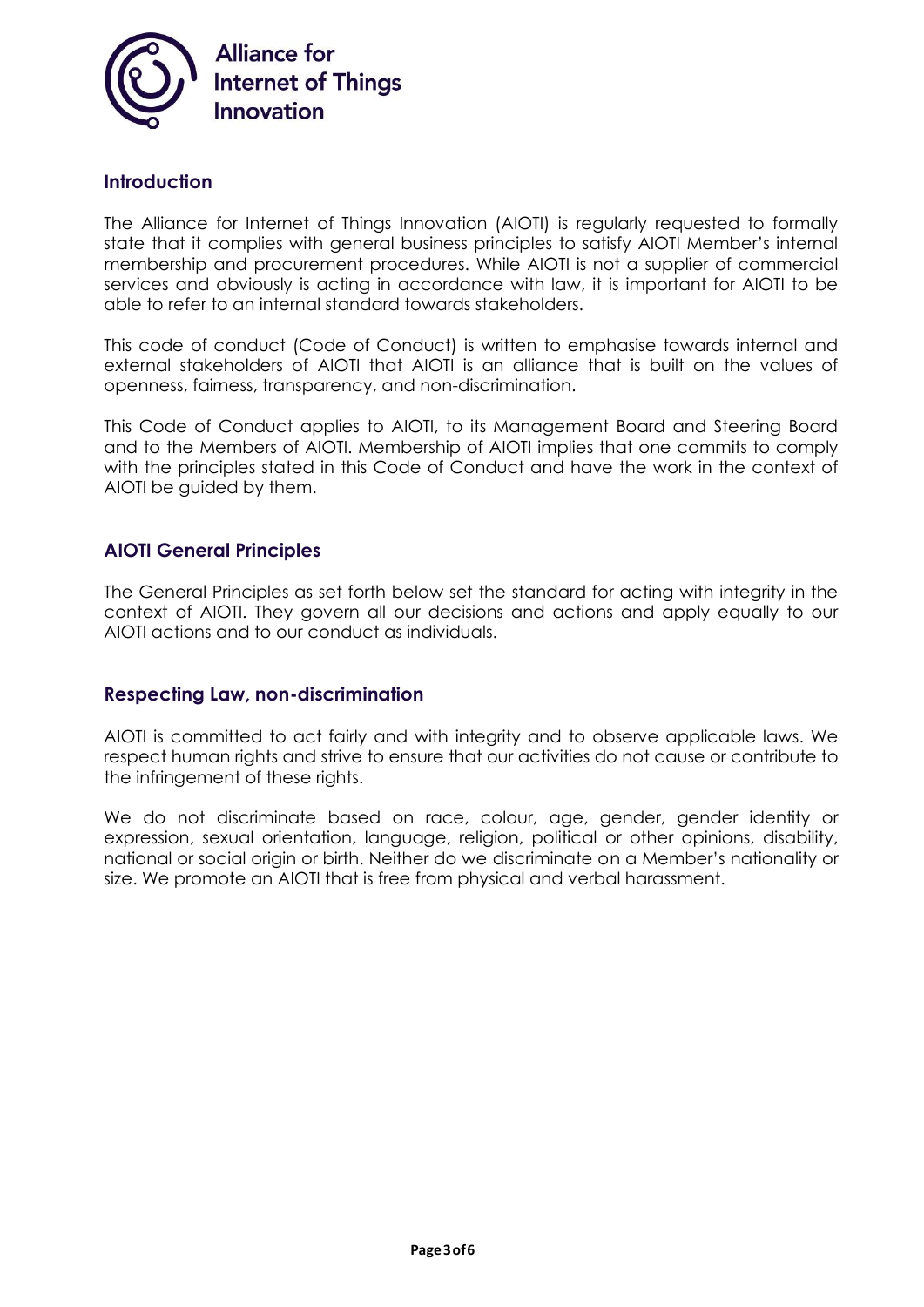## Introduction

The Alliance for Internet of Things Innovation (AIOTI) is regularly requested to formally state that it complies with general business principles to satisfy AIOTI Member's internal membership and procurement procedures. While AIOTI is not a supplier of commercial services and obviously is acting in accordance with law, it is important for AIOTI to be able to refer to an internal standard towards stakeholders.

This code of conduct (Code of Conduct) is written to emphasise towards internal and external stakeholders of AIOTI that AIOTI is an alliance that is built on the values of openness, fairness, transparency, and non-discrimination.

This Code of Conduct applies to AIOTI, to its Management Board and Steering Board and to the Members of AIOTI. Membership of AIOTI implies that one commits to comply with the principles stated in this Code of Conduct and have the work in the context of AIOTI be guided by them.

## AIOTI General Principles

The General Principles as set forth below set the standard for acting with integrity in the context of AIOTI. They govern all our decisions and actions and apply equally to our AIOTI actions and to our conduct as individuals.

## Respecting Law, non-discrimination

AIOTI is committed to act fairly and with integrity and to observe applicable laws. We respect human rights and strive to ensure that our activities do not cause or contribute to the infringement of these rights.

We do not discriminate based on race, colour, age, gender, gender identity or expression, sexual orientation, language, religion, political or other opinions, disability, national or social origin or birth. Neither do we discriminate on a Member's nationality or size. We promote an AIOTI that is free from physical and verbal harassment.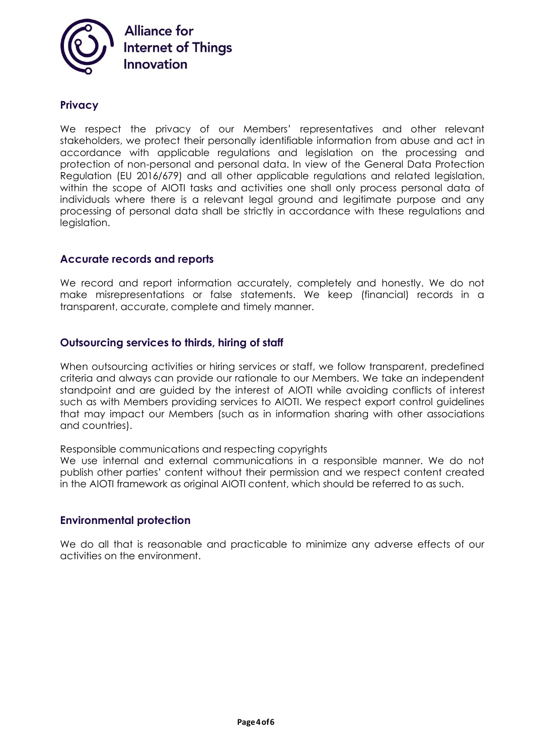## Privacy

We respect the privacy of our Members' representatives and other relevant stakeholders, we protect their personally identifiable information from abuse and act in accordance with applicable regulations and legislation on the processing and protection of non-personal and personal data. In view of the General Data Protection Regulation (EU 2016/679) and all other applicable regulations and related legislation, within the scope of AIOTI tasks and activities one shall only process personal data of individuals where there is a relevant legal ground and legitimate purpose and any processing of personal data shall be strictly in accordance with these regulations and legislation.

## Accurate records and reports

We record and report information accurately, completely and honestly. We do not make misrepresentations or false statements. We keep (financial) records in a transparent, accurate, complete and timely manner.

## Outsourcing services to thirds, hiring of staff

When outsourcing activities or hiring services or staff, we follow transparent, predefined criteria and always can provide our rationale to our Members. We take an independent standpoint and are guided by the interest of AIOTI while avoiding conflicts of interest such as with Members providing services to AIOTI. We respect export control guidelines that may impact our Members (such as in information sharing with other associations and countries).

Responsible communications and respecting copyrights

We use internal and external communications in a responsible manner. We do not publish other parties' content without their permission and we respect content created in the AIOTI framework as original AIOTI content, which should be referred to as such.

## Environmental protection

We do all that is reasonable and practicable to minimize any adverse effects of our activities on the environment.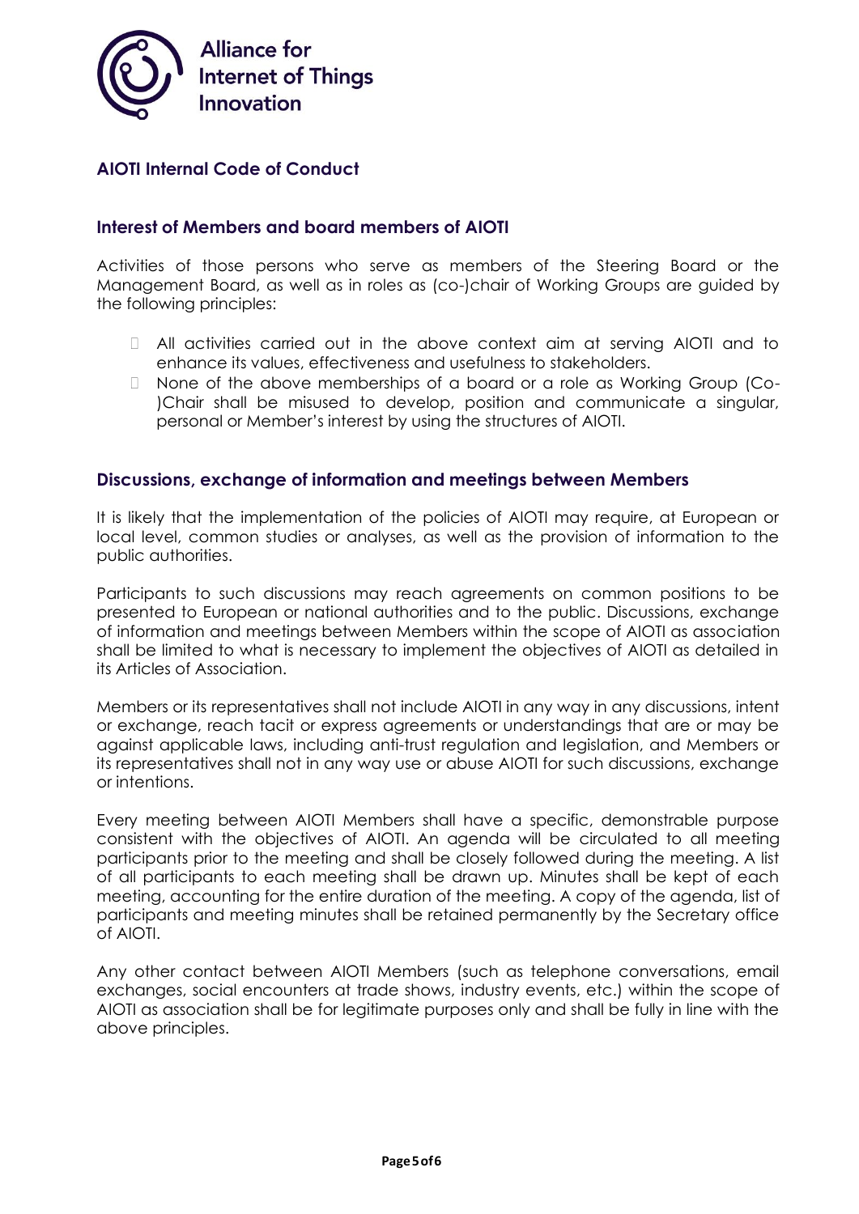## AIOTI Internal Code of Conduct

### Interest of Members and board members of AIOTI

Activities of those persons who serve as members of the Steering Board or the Management Board, as well as in roles as (co-)chair of Working Groups are guided by the following principles:

- All activities carried out in the above context aim at serving AIOTI and to enhance its values, effectiveness and usefulness to stakeholders.
- None of the above memberships of a board or a role as Working Group (Co-)Chair shall be misused to develop, position and communicate a singular, personal or Member's interest by using the structures of AIOTI.

### Discussions, exchange of information and meetings between Members

It is likely that the implementation of the policies of AIOTI may require, at European or local level, common studies or analyses, as well as the provision of information to the public authorities.

Participants to such discussions may reach agreements on common positions to be presented to European or national authorities and to the public. Discussions, exchange of information and meetings between Members within the scope of AIOTI as association shall be limited to what is necessary to implement the objectives of AIOTI as detailed in its Articles of Association.

Members or its representatives shall not include AIOTI in any way in any discussions, intent or exchange, reach tacit or express agreements or understandings that are or may be against applicable laws, including anti-trust regulation and legislation, and Members or its representatives shall not in any way use or abuse AIOTI for such discussions, exchange or intentions.

Every meeting between AIOTI Members shall have a specific, demonstrable purpose consistent with the objectives of AIOTI. An agenda will be circulated to all meeting participants prior to the meeting and shall be closely followed during the meeting. A list of all participants to each meeting shall be drawn up. Minutes shall be kept of each meeting, accounting for the entire duration of the meeting. A copy of the agenda, list of participants and meeting minutes shall be retained permanently by the Secretary office of AIOTI.

Any other contact between AIOTI Members (such as telephone conversations, email exchanges, social encounters at trade shows, industry events, etc.) within the scope of AIOTI as association shall be for legitimate purposes only and shall be fully in line with the above principles.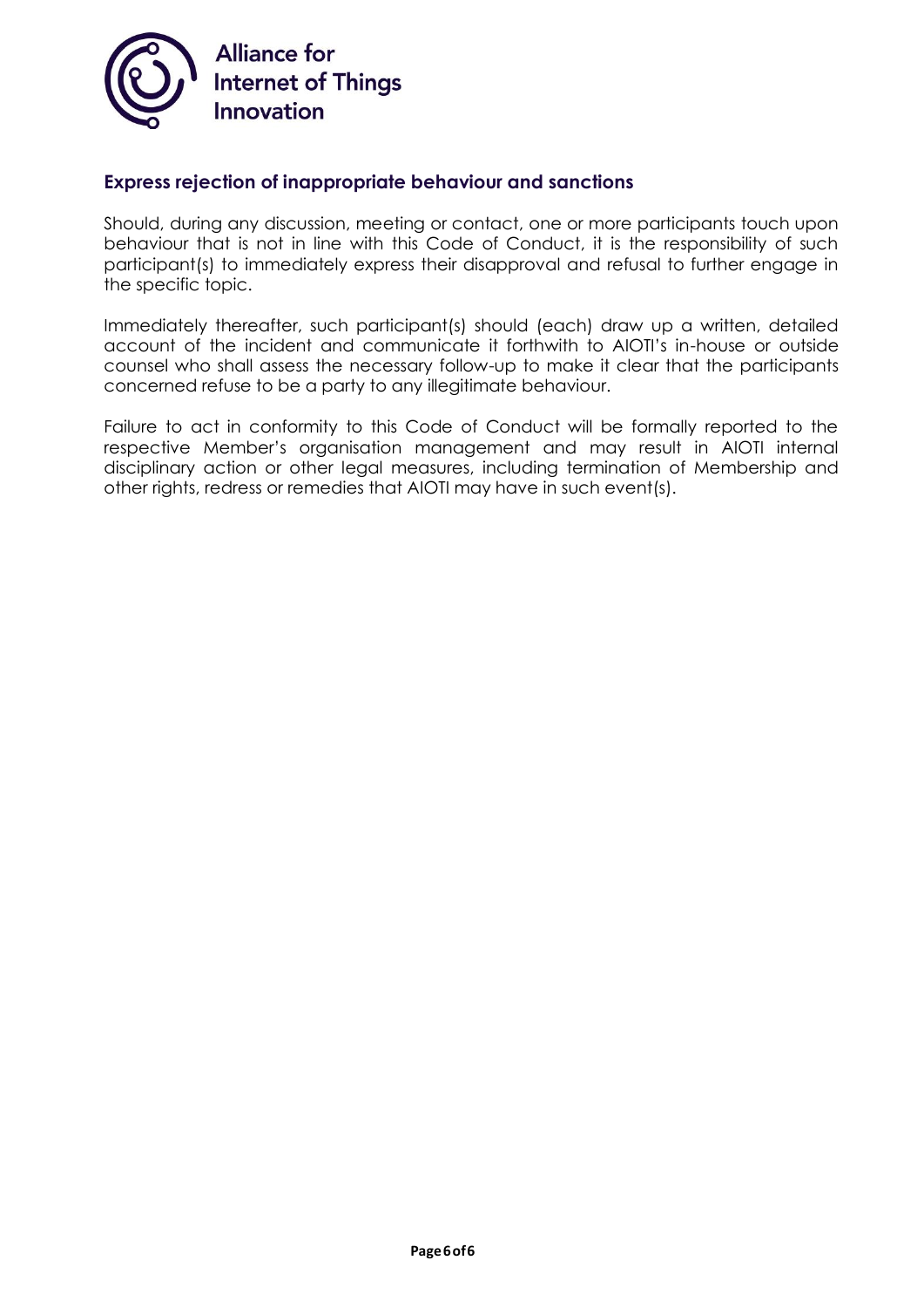### Express rejection of inappropriate behaviour and sanctions

Should, during any discussion, meeting or contact, one or more participants touch upon behaviour that is not in line with this Code of Conduct, it is the responsibility of such participant(s) to immediately express their disapproval and refusal to further engage in the specific topic.

Immediately thereafter, such participant(s) should (each) draw up a written, detailed account of the incident and communicate it forthwith to AIOTI's in-house or outside counsel who shall assess the necessary follow-up to make it clear that the participants concerned refuse to be a party to any illegitimate behaviour.

Failure to act in conformity to this Code of Conduct will be formally reported to the respective Member's organisation management and may result in AIOTI internal disciplinary action or other legal measures, including termination of Membership and other rights, redress or remedies that AIOTI may have in such event(s).